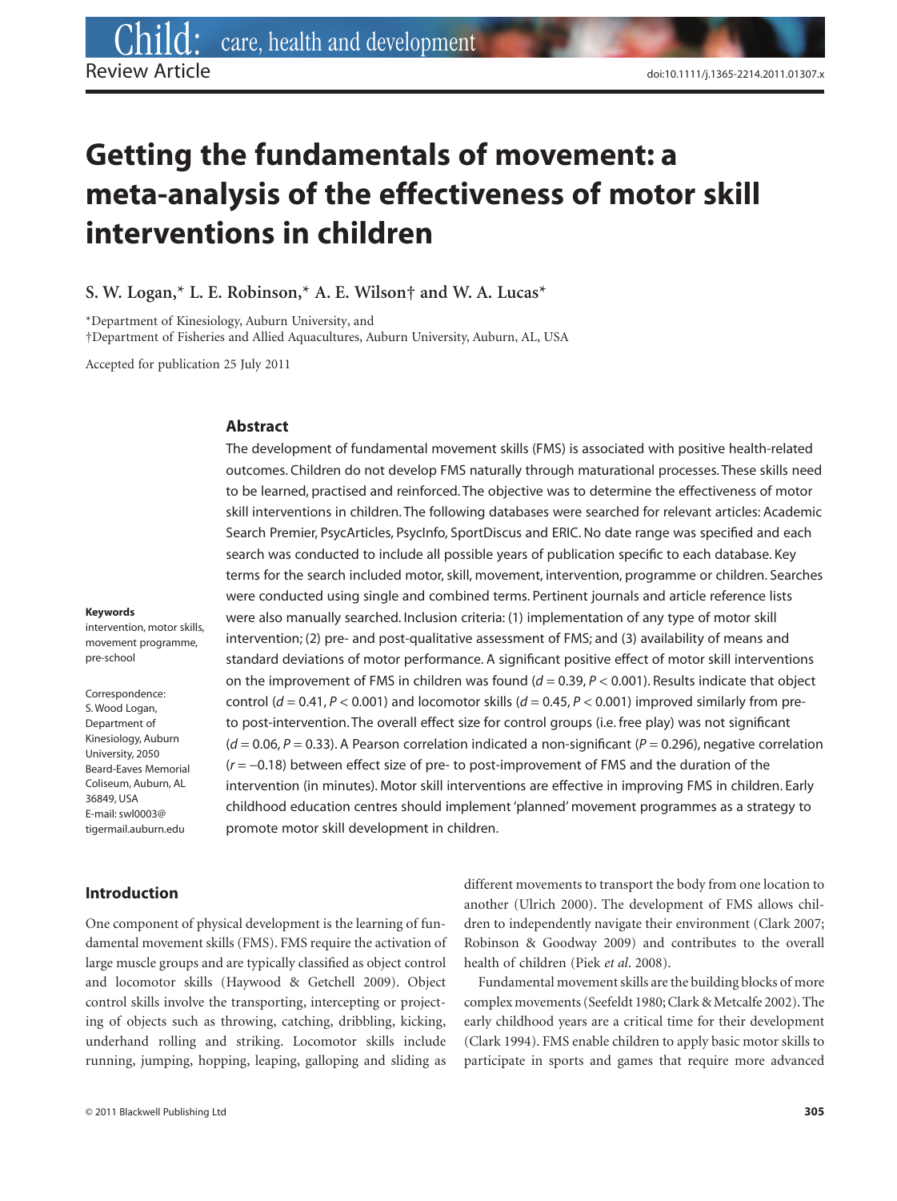Review Article

doi:10.1111/j.1365-2214.2011.01307.x

# Getting the fundamentals of movement: a meta-analysis of the effectiveness of motor skill interventions in children

**S. W. Logan,* L. E. Robinson,* A. E. Wilson† and W. A. Lucas***

*Department of Kinesiology, Auburn University, and
†Department of Fisheries and Allied Aquacultures, Auburn University, Auburn, AL, USA

Accepted for publication 25 July 2011

## Abstract

The development of fundamental movement skills (FMS) is associated with positive health-related outcomes. Children do not develop FMS naturally through maturational processes. These skills need to be learned, practised and reinforced. The objective was to determine the effectiveness of motor skill interventions in children. The following databases were searched for relevant articles: Academic Search Premier, PsycArticles, PsycInfo, SportDiscus and ERIC. No date range was specified and each search was conducted to include all possible years of publication specific to each database. Key terms for the search included motor, skill, movement, intervention, programme or children. Searches were conducted using single and combined terms. Pertinent journals and article reference lists were also manually searched. Inclusion criteria: (1) implementation of any type of motor skill intervention; (2) pre- and post-qualitative assessment of FMS; and (3) availability of means and standard deviations of motor performance. A significant positive effect of motor skill interventions on the improvement of FMS in children was found ($d = 0.39$, $P < 0.001$). Results indicate that object control ($d = 0.41$, $P < 0.001$) and locomotor skills ($d = 0.45$, $P < 0.001$) improved similarly from pre- to post-intervention. The overall effect size for control groups (i.e. free play) was not significant ($d = 0.06$, $P = 0.33$). A Pearson correlation indicated a non-significant ($P = 0.296$), negative correlation ($r = -0.18$) between effect size of pre- to post-improvement of FMS and the duration of the intervention (in minutes). Motor skill interventions are effective in improving FMS in children. Early childhood education centres should implement 'planned' movement programmes as a strategy to promote motor skill development in children.

**Keywords**
intervention, motor skills, movement programme, pre-school

Correspondence:
S. Wood Logan, Department of Kinesiology, Auburn University, 2050 Beard-Eaves Memorial Coliseum, Auburn, AL 36849, USA
E-mail: swl0003@tigermail.auburn.edu

## Introduction

One component of physical development is the learning of fundamental movement skills (FMS). FMS require the activation of large muscle groups and are typically classified as object control and locomotor skills (Haywood & Getchell 2009). Object control skills involve the transporting, intercepting or projecting of objects such as throwing, catching, dribbling, kicking, underhand rolling and striking. Locomotor skills include running, jumping, hopping, leaping, galloping and sliding as different movements to transport the body from one location to another (Ulrich 2000). The development of FMS allows children to independently navigate their environment (Clark 2007; Robinson & Goodway 2009) and contributes to the overall health of children (Piek *et al*. 2008).

Fundamental movement skills are the building blocks of more complex movements (Seefeldt 1980; Clark & Metcalfe 2002). The early childhood years are a critical time for their development (Clark 1994). FMS enable children to apply basic motor skills to participate in sports and games that require more advanced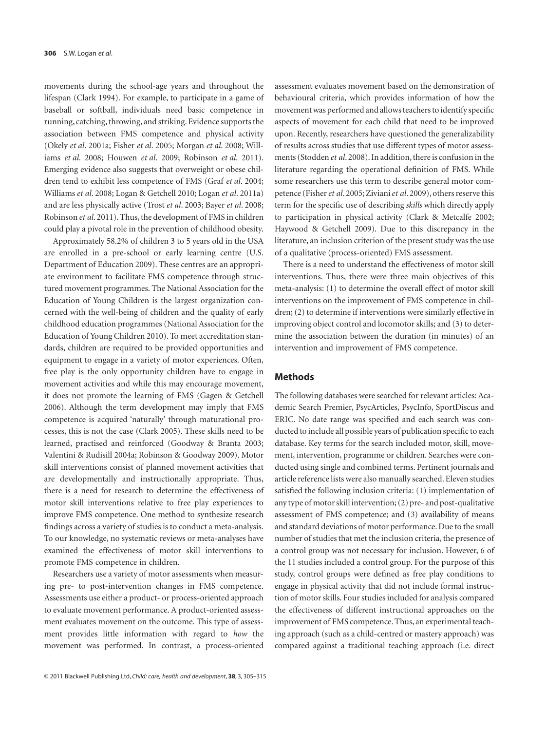movements during the school-age years and throughout the lifespan (Clark 1994). For example, to participate in a game of baseball or softball, individuals need basic competence in running, catching, throwing, and striking. Evidence supports the association between FMS competence and physical activity (Okely *et al.* 2001a; Fisher *et al.* 2005; Morgan *et al.* 2008; Williams *et al.* 2008; Houwen *et al.* 2009; Robinson *et al.* 2011). Emerging evidence also suggests that overweight or obese children tend to exhibit less competence of FMS (Graf *et al.* 2004; Williams *et al.* 2008; Logan & Getchell 2010; Logan *et al.* 2011a) and are less physically active (Trost *et al.* 2003; Bayer *et al.* 2008; Robinson *et al.* 2011). Thus, the development of FMS in children could play a pivotal role in the prevention of childhood obesity.

Approximately 58.2% of children 3 to 5 years old in the USA are enrolled in a pre-school or early learning centre (U.S. Department of Education 2009). These centres are an appropriate environment to facilitate FMS competence through structured movement programmes. The National Association for the Education of Young Children is the largest organization concerned with the well-being of children and the quality of early childhood education programmes (National Association for the Education of Young Children 2010). To meet accreditation standards, children are required to be provided opportunities and equipment to engage in a variety of motor experiences. Often, free play is the only opportunity children have to engage in movement activities and while this may encourage movement, it does not promote the learning of FMS (Gagen & Getchell 2006). Although the term development may imply that FMS competence is acquired 'naturally' through maturational processes, this is not the case (Clark 2005). These skills need to be learned, practised and reinforced (Goodway & Branta 2003; Valentini & Rudisill 2004a; Robinson & Goodway 2009). Motor skill interventions consist of planned movement activities that are developmentally and instructionally appropriate. Thus, there is a need for research to determine the effectiveness of motor skill interventions relative to free play experiences to improve FMS competence. One method to synthesize research findings across a variety of studies is to conduct a meta-analysis. To our knowledge, no systematic reviews or meta-analyses have examined the effectiveness of motor skill interventions to promote FMS competence in children.

Researchers use a variety of motor assessments when measuring pre- to post-intervention changes in FMS competence. Assessments use either a product- or process-oriented approach to evaluate movement performance. A product-oriented assessment evaluates movement on the outcome. This type of assessment provides little information with regard to *how* the movement was performed. In contrast, a process-oriented assessment evaluates movement based on the demonstration of behavioural criteria, which provides information of how the movement was performed and allows teachers to identify specific aspects of movement for each child that need to be improved upon. Recently, researchers have questioned the generalizability of results across studies that use different types of motor assessments (Stodden *et al.* 2008). In addition, there is confusion in the literature regarding the operational definition of FMS. While some researchers use this term to describe general motor competence (Fisher *et al.* 2005; Ziviani *et al.* 2009), others reserve this term for the specific use of describing *skills* which directly apply to participation in physical activity (Clark & Metcalfe 2002; Haywood & Getchell 2009). Due to this discrepancy in the literature, an inclusion criterion of the present study was the use of a qualitative (process-oriented) FMS assessment.

There is a need to understand the effectiveness of motor skill interventions. Thus, there were three main objectives of this meta-analysis: (1) to determine the overall effect of motor skill interventions on the improvement of FMS competence in children; (2) to determine if interventions were similarly effective in improving object control and locomotor skills; and (3) to determine the association between the duration (in minutes) of an intervention and improvement of FMS competence.

## Methods

The following databases were searched for relevant articles: Academic Search Premier, PsycArticles, PsycInfo, SportDiscus and ERIC. No date range was specified and each search was conducted to include all possible years of publication specific to each database. Key terms for the search included motor, skill, movement, intervention, programme or children. Searches were conducted using single and combined terms. Pertinent journals and article reference lists were also manually searched. Eleven studies satisfied the following inclusion criteria: (1) implementation of any type of motor skill intervention; (2) pre- and post-qualitative assessment of FMS competence; and (3) availability of means and standard deviations of motor performance. Due to the small number of studies that met the inclusion criteria, the presence of a control group was not necessary for inclusion. However, 6 of the 11 studies included a control group. For the purpose of this study, control groups were defined as free play conditions to engage in physical activity that did not include formal instruction of motor skills. Four studies included for analysis compared the effectiveness of different instructional approaches on the improvement of FMS competence. Thus, an experimental teaching approach (such as a child-centred or mastery approach) was compared against a traditional teaching approach (i.e. direct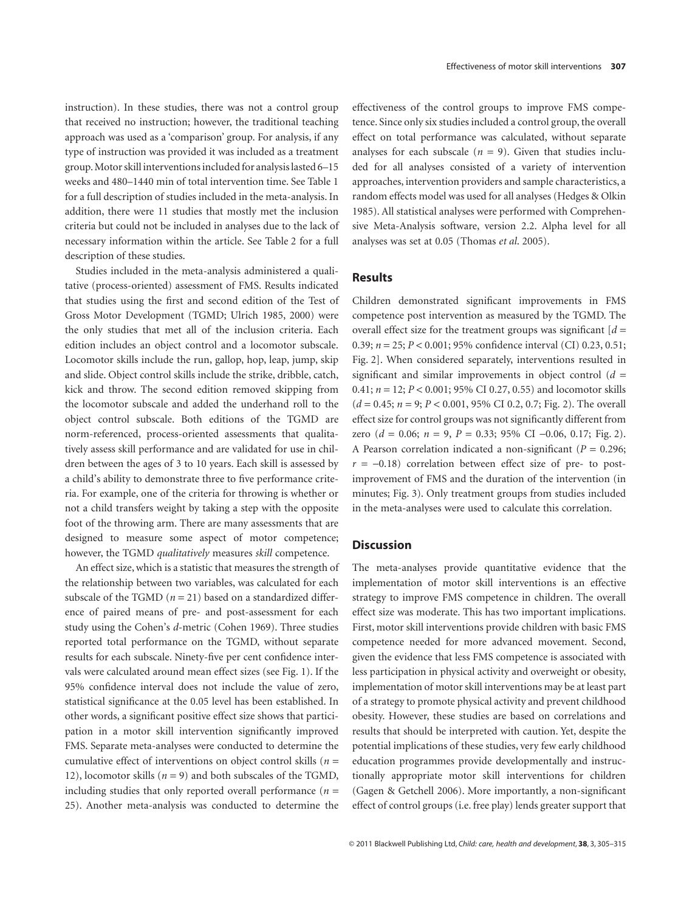instruction). In these studies, there was not a control group that received no instruction; however, the traditional teaching approach was used as a 'comparison' group. For analysis, if any type of instruction was provided it was included as a treatment group. Motor skill interventions included for analysis lasted 6–15 weeks and 480–1440 min of total intervention time. See Table 1 for a full description of studies included in the meta-analysis. In addition, there were 11 studies that mostly met the inclusion criteria but could not be included in analyses due to the lack of necessary information within the article. See Table 2 for a full description of these studies.

Studies included in the meta-analysis administered a qualitative (process-oriented) assessment of FMS. Results indicated that studies using the first and second edition of the Test of Gross Motor Development (TGMD; Ulrich 1985, 2000) were the only studies that met all of the inclusion criteria. Each edition includes an object control and a locomotor subscale. Locomotor skills include the run, gallop, hop, leap, jump, skip and slide. Object control skills include the strike, dribble, catch, kick and throw. The second edition removed skipping from the locomotor subscale and added the underhand roll to the object control subscale. Both editions of the TGMD are norm-referenced, process-oriented assessments that qualitatively assess skill performance and are validated for use in children between the ages of 3 to 10 years. Each skill is assessed by a child's ability to demonstrate three to five performance criteria. For example, one of the criteria for throwing is whether or not a child transfers weight by taking a step with the opposite foot of the throwing arm. There are many assessments that are designed to measure some aspect of motor competence; however, the TGMD *qualitatively* measures *skill* competence.

An effect size, which is a statistic that measures the strength of the relationship between two variables, was calculated for each subscale of the TGMD ($n = 21$) based on a standardized difference of paired means of pre- and post-assessment for each study using the Cohen's *d*-metric (Cohen 1969). Three studies reported total performance on the TGMD, without separate results for each subscale. Ninety-five per cent confidence intervals were calculated around mean effect sizes (see Fig. 1). If the 95% confidence interval does not include the value of zero, statistical significance at the 0.05 level has been established. In other words, a significant positive effect size shows that participation in a motor skill intervention significantly improved FMS. Separate meta-analyses were conducted to determine the cumulative effect of interventions on object control skills ($n = 12$), locomotor skills ($n = 9$) and both subscales of the TGMD, including studies that only reported overall performance ($n = 25$). Another meta-analysis was conducted to determine the effectiveness of the control groups to improve FMS competence. Since only six studies included a control group, the overall effect on total performance was calculated, without separate analyses for each subscale ($n = 9$). Given that studies included for all analyses consisted of a variety of intervention approaches, intervention providers and sample characteristics, a random effects model was used for all analyses (Hedges & Olkin 1985). All statistical analyses were performed with Comprehensive Meta-Analysis software, version 2.2. Alpha level for all analyses was set at 0.05 (Thomas *et al*. 2005).

## Results

Children demonstrated significant improvements in FMS competence post intervention as measured by the TGMD. The overall effect size for the treatment groups was significant [$d = 0.39$; $n = 25$; $P < 0.001$; 95% confidence interval (CI) 0.23, 0.51; Fig. 2]. When considered separately, interventions resulted in significant and similar improvements in object control ($d = 0.41$; $n = 12$; $P < 0.001$; 95% CI 0.27, 0.55) and locomotor skills ($d = 0.45$; $n = 9$; $P < 0.001$, 95% CI 0.2, 0.7; Fig. 2). The overall effect size for control groups was not significantly different from zero ($d = 0.06$; $n = 9$, $P = 0.33$; 95% CI −0.06, 0.17; Fig. 2). A Pearson correlation indicated a non-significant ($P = 0.296$; $r = -0.18$) correlation between effect size of pre- to post-improvement of FMS and the duration of the intervention (in minutes; Fig. 3). Only treatment groups from studies included in the meta-analyses were used to calculate this correlation.

## Discussion

The meta-analyses provide quantitative evidence that the implementation of motor skill interventions is an effective strategy to improve FMS competence in children. The overall effect size was moderate. This has two important implications. First, motor skill interventions provide children with basic FMS competence needed for more advanced movement. Second, given the evidence that less FMS competence is associated with less participation in physical activity and overweight or obesity, implementation of motor skill interventions may be at least part of a strategy to promote physical activity and prevent childhood obesity. However, these studies are based on correlations and results that should be interpreted with caution. Yet, despite the potential implications of these studies, very few early childhood education programmes provide developmentally and instructionally appropriate motor skill interventions for children (Gagen & Getchell 2006). More importantly, a non-significant effect of control groups (i.e. free play) lends greater support that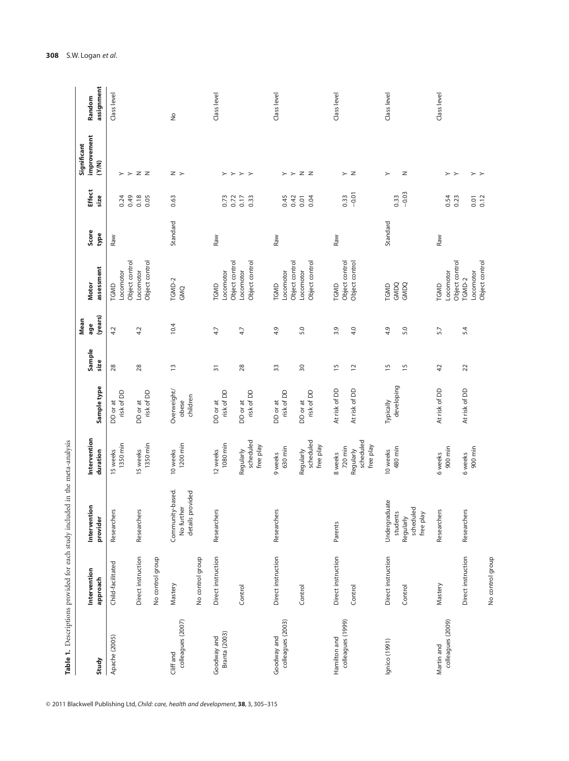**Table 1.** Descriptions provided for each study included in the meta-analysis

| Study | Intervention approach | Intervention provider | Intervention duration | Sample type | Sample size | Mean age (years) | Motor assessment | Score type | Effect size | Significant improvement (Y/N) | Random assignment |
|---|---|---|---|---|---|---|---|---|---|---|---|
| Apache (2005) | Child-facilitated | Researchers | 15 weeks 1350 min | DD or at risk of DD | 28 | 4.2 | TGMD | Raw | | | Class level |
| | | | | | | | Locomotor | | 0.24 | Y | |
| | | | | | | | Object control | | 0.49 | Y | |
| | Direct instruction | Researchers | 15 weeks 1350 min | DD or at risk of DD | 28 | 4.2 | Locomotor | | 0.18 | N | |
| | | | | | | | Object control | | 0.05 | N | |
| | No control group | | | | | | | | | | |
| Cliff and colleagues (2007) | Mastery | Community-based. No further details provided | 10 weeks 1200 min | Overweight/ obese children | 13 | 10.4 | TGMD-2 | Standard | 0.63 | N | No |
| | | | | | | | GMQ | | | Y | |
| | No control group | | | | | | | | | | |
| Goodway and Branta (2003) | Direct instruction | Researchers | 12 weeks 1080 min | DD or at risk of DD | 31 | 4.7 | TGMD | Raw | | | Class level |
| | | | | | | | Locomotor | | 0.73 | Y | |
| | | | | | | | Object control | | 0.72 | Y | |
| | Control | | Regularly scheduled free play | DD or at risk of DD | 28 | 4.7 | Locomotor | | 0.17 | Y | |
| | | | | | | | Object control | | 0.33 | Y | |
| Goodway and colleagues (2003) | Direct instruction | Researchers | 9 weeks 630 min | DD or at risk of DD | 33 | 4.9 | TGMD | Raw | | | Class level |
| | | | | | | | Locomotor | | 0.45 | Y | |
| | | | | | | | Object control | | 0.42 | Y | |
| | Control | | Regularly scheduled free play | DD or at risk of DD | 30 | 5.0 | Locomotor | | 0.01 | N | |
| | | | | | | | Object control | | 0.04 | N | |
| Hamilton and colleagues (1999) | Direct instruction | Parents | 8 weeks 720 min | At risk of DD | 15 | 3.9 | TGMD | Raw | | | Class level |
| | | | | | | | Object control | | 0.33 | Y | |
| | Control | | Regularly scheduled free play | At risk of DD | 12 | 4.0 | Object control | | −0.01 | N | |
| Ignico (1991) | Direct instruction | Undergraduate students | 10 weeks 480 min | Typically developing | 15 | 4.9 | TGMD | Standard | | Y | Class level |
| | | | | | | | GMDQ | | 0.33 | | |
| | Control | Regularly scheduled free play | | | 15 | 5.0 | GMDQ | | −0.03 | N | |
| Martin and colleagues (2009) | Mastery | Researchers | 6 weeks 900 min | At risk of DD | 42 | 5.7 | TGMD | Raw | | | Class level |
| | | | | | | | Locomotor | | 0.54 | Y | |
| | | | | | | | Object control | | 0.23 | Y | |
| | Direct instruction | Researchers | 6 weeks 900 min | At risk of DD | 22 | 5.4 | TGMD-2 | | | | |
| | | | | | | | Locomotor | | 0.01 | Y | |
| | | | | | | | Object control | | 0.12 | Y | |
| | No control group | | | | | | | | | | |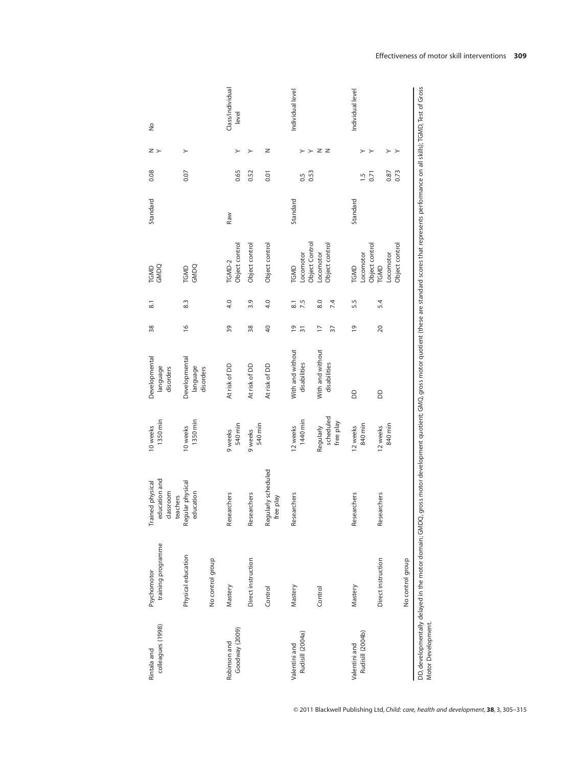| | | | | | | | | | | | |
|---|---|---|---|---|---|---|---|---|---|---|---|
| Rintala and colleagues (1998) | Psychomotor training programme | Trained physical education and classroom teachers | 10 weeks 1350 min | Developmental language disorders | 38 | 8.1 | TGMD GMDQ | Standard | 0.08 | N Y | No |
| | Physical education | Regular physical education | 10 weeks 1350 min | Developmental language disorders | 16 | 8.3 | TGMD GMDQ | | 0.07 | Y | |
| | No control group | | | | | | | | | | |
| Robinson and Goodway (2009) | Mastery | Researchers | 9 weeks 540 min | At risk of DD | 39 | 4.0 | TGMD-2 Object control | Raw | 0.65 | Y | Class/individual level |
| | Direct instruction | Researchers | 9 weeks 540 min | At risk of DD | 38 | 3.9 | Object control | | 0.52 | Y | |
| | Control | Regularly scheduled free play | | At risk of DD | 40 | 4.0 | Object control | | 0.01 | N | |
| Valentini and Rudisill (2004a) | Mastery | Researchers | 12 weeks 1440 min | With and without disabilities | 19 31 | 8.1 7.5 | TGMD Locomotor Object Control | Standard | 0.5 0.53 | Y Y Y | Individual level |
| | Control | | Regularly scheduled free play | With and without disabilities | 17 37 | 8.0 7.4 | Locomotor Object control | | | N N | |
| Valentini and Rudisill (2004b) | Mastery | Researchers | 12 weeks 840 min | DD | 19 | 5.5 | TGMD Locomotor Object control | Standard | 1.5 0.71 | Y Y | Individual level |
| | Direct instruction | Researchers | 12 weeks 840 min | DD | 20 | 5.4 | TGMD Locomotor Object control | | 0.87 0.73 | Y Y | |
| | No control group | | | | | | | | | | |

DD, developmentally delayed in the motor domain; GMDQ, gross motor development quotient; GMQ, gross motor quotient (these are standard scores that represents performance on all skills); TGMD, Test of Gross Motor Development.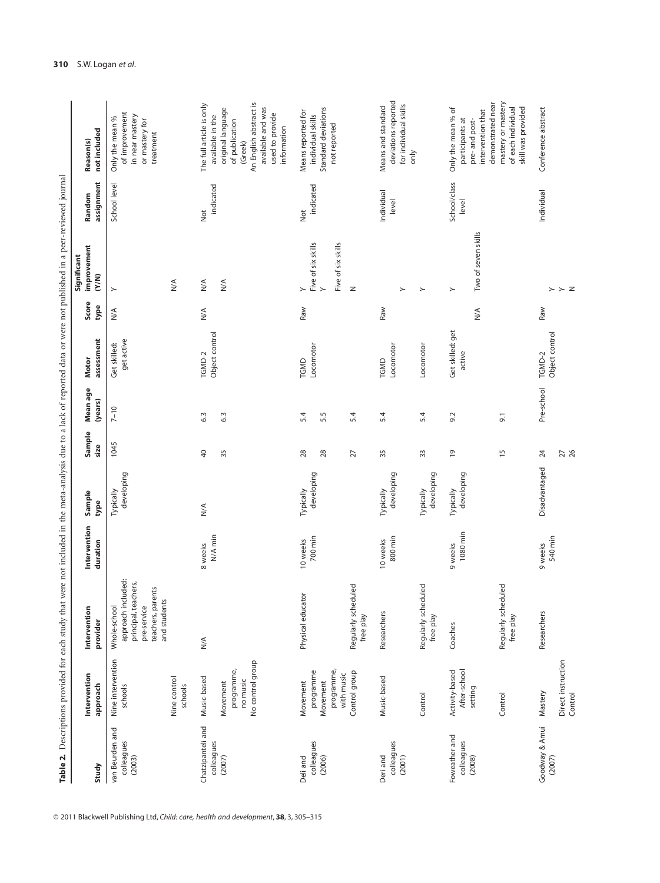**Table 2.** Descriptions provided for each study that were not included in the meta-analysis due to a lack of reported data or were not published in a peer-reviewed journal

| Study | Intervention approach | Intervention provider | Intervention duration | Sample type | Sample size | Mean age (years) | Motor assessment | Score type | Significant improvement (Y/N) | Random assignment | Reason(s) not included |
|---|---|---|---|---|---|---|---|---|---|---|---|
| van Beurden and colleagues (2003) | Nine intervention schools | Whole-school approach included: principal, teachers, pre-service teachers, parents and students | | Typically developing | 1045 | 7–10 | Get skilled: get active | N/A | Y | School level | Only the mean % of improvement in near mastery or mastery for treatment |
| | Nine control schools | | | | | | | | N/A | | |
| Chatzipanteli and colleagues (2007) | Music-based | N/A | 8 weeks N/A min | N/A | 40 | 6.3 | TGMD-2 Object control | N/A | N/A | Not indicated | The full article is only available in the original language of publication (Greek) An English abstract is available and was used to provide information |
| | Movement programme, no music No control group | | | | 35 | 6.3 | | | N/A | | |
| Deli and colleagues (2006) | Movement programme | Physical educator | 10 weeks 700 min | Typically developing | 28 | 5.4 | TGMD Locomotor | Raw | Y Five of six skills | Not indicated | Means reported for individual skills Standard deviations not reported |
| | Movement programme, with music | | | | 28 | 5.5 | | | Y Five of six skills | | |
| | Control group | Regularly scheduled free play | | | 27 | 5.4 | | | N | | |
| Deri and colleagues (2001) | Music-based | Researchers | 10 weeks 800 min | Typically developing | 35 | 5.4 | TGMD Locomotor | Raw | Y | Individual level | Means and standard deviations reported for individual skills only |
| | Control | Regularly scheduled free play | | Typically developing | 33 | 5.4 | Locomotor | | Y | | |
| Foweather and colleagues (2008) | Activity-based After-school setting | Coaches | 9 weeks 1080 min | Typically developing | 19 | 9.2 | Get skilled: get active | N/A | Y Two of seven skills | School/class level | Only the mean % of participants at pre- and post-intervention that demonstrated near mastery or mastery of each individual skill was provided |
| | Control | Regularly scheduled free play | | | 15 | 9.1 | | | | | |
| Goodway & Amui (2007) | Mastery | Researchers | 9 weeks 540 min | Disadvantaged | 24 | Pre-school | TGMD-2 Object control | Raw | Y | Individual | Conference abstract |
| | Direct instruction | | | | 27 | | | | Y | | |
| | Control | | | | 26 | | | | N | | |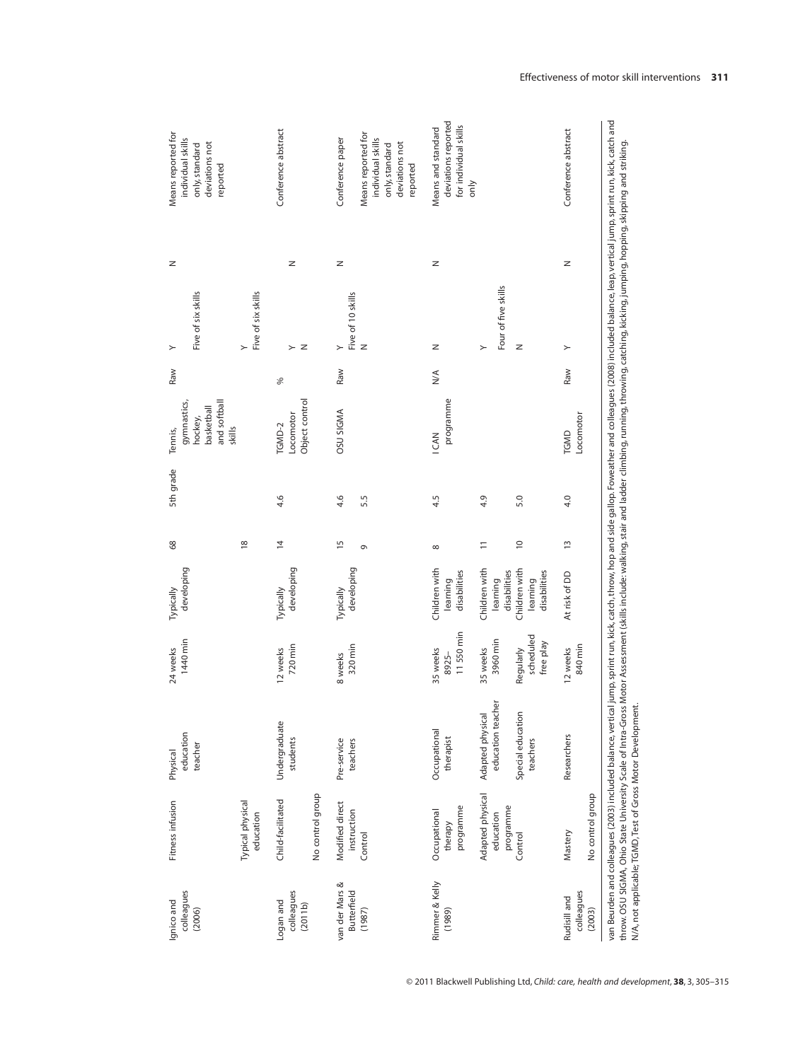| | | | | | | | | | | | |
|---|---|---|---|---|---|---|---|---|---|---|---|
| Ignico and colleagues (2006) | Fitness infusion | Physical education teacher | 24 weeks 1440 min | Typically developing | 68 | 5th grade | Tennis, gymnastics, hockey, basketball and softball skills | Raw | Y Five of six skills | N | Means reported for individual skills only, standard deviations not reported |
| | Typical physical education | | | | 18 | | | | Y Five of six skills | | |
| Logan and colleagues (2011b) | Child-facilitated | Undergraduate students | 12 weeks 720 min | Typically developing | 14 | 4.6 | TGMD-2 Locomotor Object control | % | Y N | N | Conference abstract |
| | No control group | | | | | | | | | | |
| van der Mars & Butterfield (1987) | Modified direct instruction | Pre-service teachers | 8 weeks 320 min | Typically developing | 15 | 4.6 | OSU SIGMA | Raw | Y Five of 10 skills | N | Conference paper |
| | Control | | | | 9 | 5.5 | | | N | | Means reported for individual skills only, standard deviations not reported |
| Rimmer & Kelly (1989) | Occupational therapy programme | Occupational therapist | 35 weeks 8925–11 550 min | Children with learning disabilities | 8 | 4.5 | I CAN programme | N/A | N | N | Means and standard deviations reported for individual skills only |
| | Adapted physical education programme | Adapted physical education teacher | 35 weeks 3960 min | Children with learning disabilities | 11 | 4.9 | | | Y Four of five skills | | |
| | Control | Special education teachers | Regularly scheduled free play | Children with learning disabilities | 10 | 5.0 | | | N | | |
| Rudisill and colleagues (2003) | Mastery | Researchers | 12 weeks 840 min | At risk of DD | 13 | 4.0 | TGMD Locomotor | Raw | Y | N | Conference abstract |
| | No control group | | | | | | | | | | |

van Beurden and colleagues (2003) included balance, vertical jump, sprint run, kick, catch, throw, hop and side gallop. Foweather and colleagues (2008) included balance, leap, vertical jump, sprint run, kick, catch and throw. OSU SIGMA, Ohio State University Scale of Intra-Gross Motor Assessment (skills include: walking, stair and ladder climbing, running, throwing, catching, kicking, jumping, hopping, skipping and striking. N/A, not applicable; TGMD, Test of Gross Motor Development.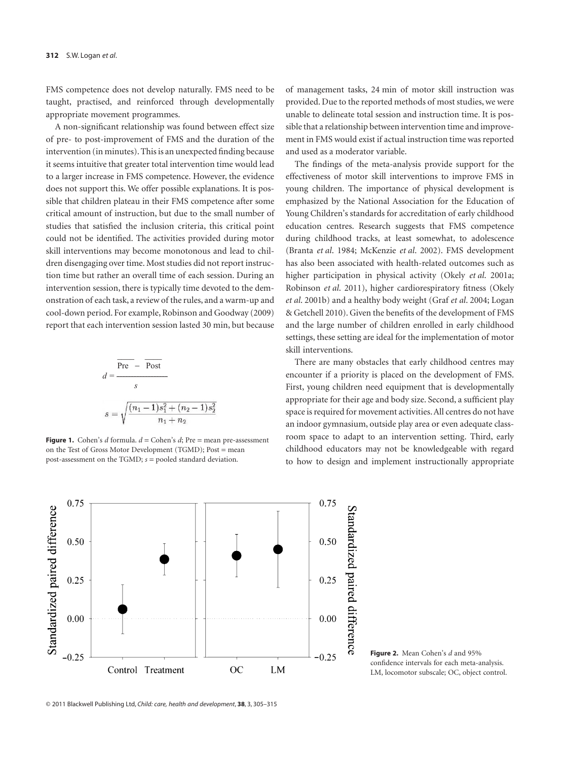FMS competence does not develop naturally. FMS need to be taught, practised, and reinforced through developmentally appropriate movement programmes.

A non-significant relationship was found between effect size of pre- to post-improvement of FMS and the duration of the intervention (in minutes). This is an unexpected finding because it seems intuitive that greater total intervention time would lead to a larger increase in FMS competence. However, the evidence does not support this. We offer possible explanations. It is possible that children plateau in their FMS competence after some critical amount of instruction, but due to the small number of studies that satisfied the inclusion criteria, this critical point could not be identified. The activities provided during motor skill interventions may become monotonous and lead to children disengaging over time. Most studies did not report instruction time but rather an overall time of each session. During an intervention session, there is typically time devoted to the demonstration of each task, a review of the rules, and a warm-up and cool-down period. For example, Robinson and Goodway (2009) report that each intervention session lasted 30 min, but because of management tasks, 24 min of motor skill instruction was provided. Due to the reported methods of most studies, we were unable to delineate total session and instruction time. It is possible that a relationship between intervention time and improvement in FMS would exist if actual instruction time was reported and used as a moderator variable.

$$d = \frac{\overline{\text{Pre}} - \overline{\text{Post}}}{s}$$

$$s = \sqrt{\frac{(n_1 - 1)s_1^2 + (n_2 - 1)s_2^2}{n_1 + n_2}}$$

**Figure 1.** Cohen's *d* formula. *d* = Cohen's *d*; Pre = mean pre-assessment on the Test of Gross Motor Development (TGMD); Post = mean post-assessment on the TGMD; *s* = pooled standard deviation.

The findings of the meta-analysis provide support for the effectiveness of motor skill interventions to improve FMS in young children. The importance of physical development is emphasized by the National Association for the Education of Young Children's standards for accreditation of early childhood education centres. Research suggests that FMS competence during childhood tracks, at least somewhat, to adolescence (Branta *et al*. 1984; McKenzie *et al*. 2002). FMS development has also been associated with health-related outcomes such as higher participation in physical activity (Okely *et al*. 2001a; Robinson *et al*. 2011), higher cardiorespiratory fitness (Okely *et al*. 2001b) and a healthy body weight (Graf *et al*. 2004; Logan & Getchell 2010). Given the benefits of the development of FMS and the large number of children enrolled in early childhood settings, these setting are ideal for the implementation of motor skill interventions.

There are many obstacles that early childhood centres may encounter if a priority is placed on the development of FMS. First, young children need equipment that is developmentally appropriate for their age and body size. Second, a sufficient play space is required for movement activities. All centres do not have an indoor gymnasium, outside play area or even adequate classroom space to adapt to an intervention setting. Third, early childhood educators may not be knowledgeable with regard to how to design and implement instructionally appropriate

**Figure 2.** Mean Cohen's *d* and 95% confidence intervals for each meta-analysis. LM, locomotor subscale; OC, object control.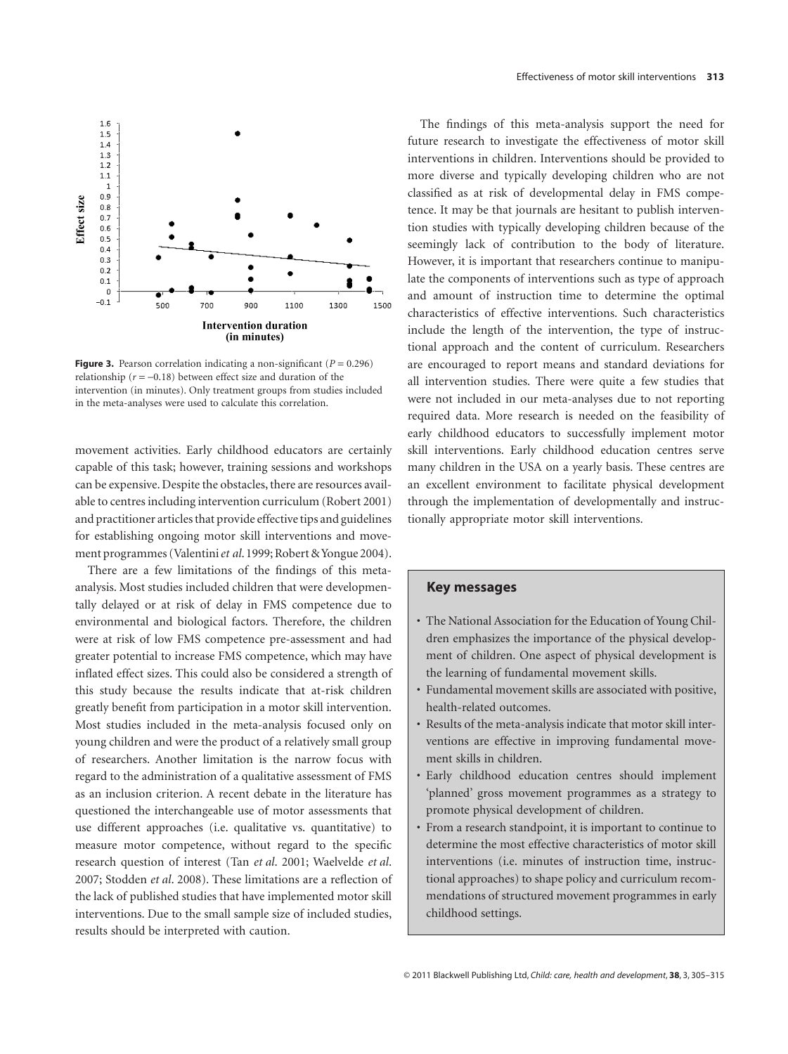**Figure 3.** Pearson correlation indicating a non-significant ($P = 0.296$) relationship ($r = -0.18$) between effect size and duration of the intervention (in minutes). Only treatment groups from studies included in the meta-analyses were used to calculate this correlation.

movement activities. Early childhood educators are certainly capable of this task; however, training sessions and workshops can be expensive. Despite the obstacles, there are resources available to centres including intervention curriculum (Robert 2001) and practitioner articles that provide effective tips and guidelines for establishing ongoing motor skill interventions and movement programmes (Valentini *et al*. 1999; Robert & Yongue 2004).

There are a few limitations of the findings of this meta-analysis. Most studies included children that were developmentally delayed or at risk of delay in FMS competence due to environmental and biological factors. Therefore, the children were at risk of low FMS competence pre-assessment and had greater potential to increase FMS competence, which may have inflated effect sizes. This could also be considered a strength of this study because the results indicate that at-risk children greatly benefit from participation in a motor skill intervention. Most studies included in the meta-analysis focused only on young children and were the product of a relatively small group of researchers. Another limitation is the narrow focus with regard to the administration of a qualitative assessment of FMS as an inclusion criterion. A recent debate in the literature has questioned the interchangeable use of motor assessments that use different approaches (i.e. qualitative vs. quantitative) to measure motor competence, without regard to the specific research question of interest (Tan *et al*. 2001; Waelvelde *et al*. 2007; Stodden *et al*. 2008). These limitations are a reflection of the lack of published studies that have implemented motor skill interventions. Due to the small sample size of included studies, results should be interpreted with caution.

The findings of this meta-analysis support the need for future research to investigate the effectiveness of motor skill interventions in children. Interventions should be provided to more diverse and typically developing children who are not classified as at risk of developmental delay in FMS competence. It may be that journals are hesitant to publish intervention studies with typically developing children because of the seemingly lack of contribution to the body of literature. However, it is important that researchers continue to manipulate the components of interventions such as type of approach and amount of instruction time to determine the optimal characteristics of effective interventions. Such characteristics include the length of the intervention, the type of instructional approach and the content of curriculum. Researchers are encouraged to report means and standard deviations for all intervention studies. There were quite a few studies that were not included in our meta-analyses due to not reporting required data. More research is needed on the feasibility of early childhood educators to successfully implement motor skill interventions. Early childhood education centres serve many children in the USA on a yearly basis. These centres are an excellent environment to facilitate physical development through the implementation of developmentally and instructionally appropriate motor skill interventions.

### Key messages

- The National Association for the Education of Young Children emphasizes the importance of the physical development of children. One aspect of physical development is the learning of fundamental movement skills.
- Fundamental movement skills are associated with positive, health-related outcomes.
- Results of the meta-analysis indicate that motor skill interventions are effective in improving fundamental movement skills in children.
- Early childhood education centres should implement 'planned' gross movement programmes as a strategy to promote physical development of children.
- From a research standpoint, it is important to continue to determine the most effective characteristics of motor skill interventions (i.e. minutes of instruction time, instructional approaches) to shape policy and curriculum recommendations of structured movement programmes in early childhood settings.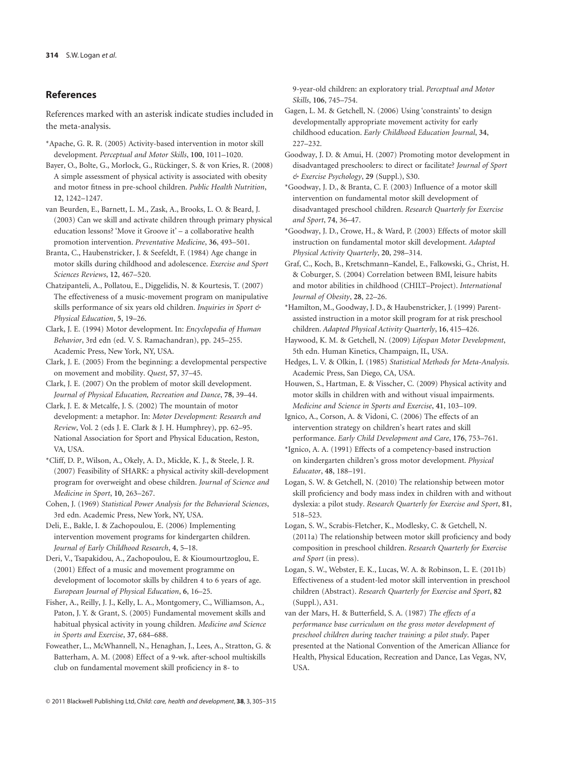## References

References marked with an asterisk indicate studies included in the meta-analysis.

*Apache, G. R. R. (2005) Activity-based intervention in motor skill development. *Perceptual and Motor Skills*, **100**, 1011–1020.

Bayer, O., Bolte, G., Morlock, G., Rückinger, S. & von Kries, R. (2008) A simple assessment of physical activity is associated with obesity and motor fitness in pre-school children. *Public Health Nutrition*, **12**, 1242–1247.

van Beurden, E., Barnett, L. M., Zask, A., Brooks, L. O. & Beard, J. (2003) Can we skill and activate children through primary physical education lessons? 'Move it Groove it' – a collaborative health promotion intervention. *Preventative Medicine*, **36**, 493–501.

Branta, C., Haubenstricker, J. & Seefeldt, F. (1984) Age change in motor skills during childhood and adolescence. *Exercise and Sport Sciences Reviews*, **12**, 467–520.

Chatzipanteli, A., Pollatou, E., Diggelidis, N. & Kourtesis, T. (2007) The effectiveness of a music-movement program on manipulative skills performance of six years old children. *Inquiries in Sport & Physical Education*, **5**, 19–26.

Clark, J. E. (1994) Motor development. In: *Encyclopedia of Human Behavior*, 3rd edn (ed. V. S. Ramachandran), pp. 245–255. Academic Press, New York, NY, USA.

Clark, J. E. (2005) From the beginning: a developmental perspective on movement and mobility. *Quest*, **57**, 37–45.

Clark, J. E. (2007) On the problem of motor skill development. *Journal of Physical Education, Recreation and Dance*, **78**, 39–44.

Clark, J. E. & Metcalfe, J. S. (2002) The mountain of motor development: a metaphor. In: *Motor Development: Research and Review*, Vol. 2 (eds J. E. Clark & J. H. Humphrey), pp. 62–95. National Association for Sport and Physical Education, Reston, VA, USA.

*Cliff, D. P., Wilson, A., Okely, A. D., Mickle, K. J., & Steele, J. R. (2007) Feasibility of SHARK: a physical activity skill-development program for overweight and obese children. *Journal of Science and Medicine in Sport*, **10**, 263–267.

Cohen, J. (1969) *Statistical Power Analysis for the Behavioral Sciences*, 3rd edn. Academic Press, New York, NY, USA.

Deli, E., Bakle, I. & Zachopoulou, E. (2006) Implementing intervention movement programs for kindergarten children. *Journal of Early Childhood Research*, **4**, 5–18.

Deri, V., Tsapakidou, A., Zachopoulou, E. & Kioumourtzoglou, E. (2001) Effect of a music and movement programme on development of locomotor skills by children 4 to 6 years of age. *European Journal of Physical Education*, **6**, 16–25.

Fisher, A., Reilly, J. J., Kelly, L. A., Montgomery, C., Williamson, A., Paton, J. Y. & Grant, S. (2005) Fundamental movement skills and habitual physical activity in young children. *Medicine and Science in Sports and Exercise*, **37**, 684–688.

Foweather, L., McWhannell, N., Henaghan, J., Lees, A., Stratton, G. & Batterham, A. M. (2008) Effect of a 9-wk. after-school multiskills club on fundamental movement skill proficiency in 8- to 9-year-old children: an exploratory trial. *Perceptual and Motor Skills*, **106**, 745–754.

Gagen, L. M. & Getchell, N. (2006) Using 'constraints' to design developmentally appropriate movement activity for early childhood education. *Early Childhood Education Journal*, **34**, 227–232.

Goodway, J. D. & Amui, H. (2007) Promoting motor development in disadvantaged preschoolers: to direct or facilitate? *Journal of Sport & Exercise Psychology*, **29** (Suppl.), S30.

*Goodway, J. D., & Branta, C. F. (2003) Influence of a motor skill intervention on fundamental motor skill development of disadvantaged preschool children. *Research Quarterly for Exercise and Sport*, **74**, 36–47.

*Goodway, J. D., Crowe, H., & Ward, P. (2003) Effects of motor skill instruction on fundamental motor skill development. *Adapted Physical Activity Quarterly*, **20**, 298–314.

Graf, C., Koch, B., Kretschmann–Kandel, E., Falkowski, G., Christ, H. & Coburger, S. (2004) Correlation between BMI, leisure habits and motor abilities in childhood (CHILT–Project). *International Journal of Obesity*, **28**, 22–26.

*Hamilton, M., Goodway, J. D., & Haubenstricker, J. (1999) Parent-assisted instruction in a motor skill program for at risk preschool children. *Adapted Physical Activity Quarterly*, **16**, 415–426.

Haywood, K. M. & Getchell, N. (2009) *Lifespan Motor Development*, 5th edn. Human Kinetics, Champaign, IL, USA.

Hedges, L. V. & Olkin, I. (1985) *Statistical Methods for Meta-Analysis*. Academic Press, San Diego, CA, USA.

Houwen, S., Hartman, E. & Visscher, C. (2009) Physical activity and motor skills in children with and without visual impairments. *Medicine and Science in Sports and Exercise*, **41**, 103–109.

Ignico, A., Corson, A. & Vidoni, C. (2006) The effects of an intervention strategy on children's heart rates and skill performance. *Early Child Development and Care*, **176**, 753–761.

*Ignico, A. A. (1991) Effects of a competency-based instruction on kindergarten children's gross motor development. *Physical Educator*, **48**, 188–191.

Logan, S. W. & Getchell, N. (2010) The relationship between motor skill proficiency and body mass index in children with and without dyslexia: a pilot study. *Research Quarterly for Exercise and Sport*, **81**, 518–523.

Logan, S. W., Scrabis-Fletcher, K., Modlesky, C. & Getchell, N. (2011a) The relationship between motor skill proficiency and body composition in preschool children. *Research Quarterly for Exercise and Sport* (in press).

Logan, S. W., Webster, E. K., Lucas, W. A. & Robinson, L. E. (2011b) Effectiveness of a student-led motor skill intervention in preschool children (Abstract). *Research Quarterly for Exercise and Sport*, **82** (Suppl.), A31.

van der Mars, H. & Butterfield, S. A. (1987) *The effects of a performance base curriculum on the gross motor development of preschool children during teacher training: a pilot study*. Paper presented at the National Convention of the American Alliance for Health, Physical Education, Recreation and Dance, Las Vegas, NV, USA.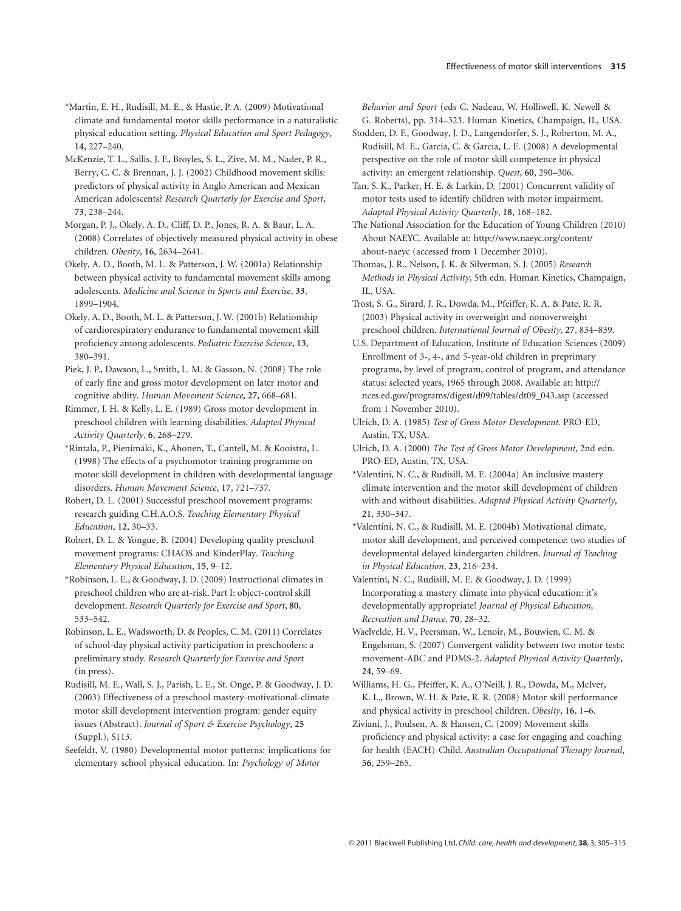*Martin, E. H., Rudisill, M. E., & Hastie, P. A. (2009) Motivational climate and fundamental motor skills performance in a naturalistic physical education setting. *Physical Education and Sport Pedagogy*, **14**, 227–240.

McKenzie, T. L., Sallis, J. F., Broyles, S. L., Zive, M. M., Nader, P. R., Berry, C. C. & Brennan, J. J. (2002) Childhood movement skills: predictors of physical activity in Anglo American and Mexican American adolescents? *Research Quarterly for Exercise and Sport*, **73**, 238–244.

Morgan, P. J., Okely, A. D., Cliff, D. P., Jones, R. A. & Baur, L. A. (2008) Correlates of objectively measured physical activity in obese children. *Obesity*, **16**, 2634–2641.

Okely, A. D., Booth, M. L. & Patterson, J. W. (2001a) Relationship between physical activity to fundamental movement skills among adolescents. *Medicine and Science in Sports and Exercise*, **33**, 1899–1904.

Okely, A. D., Booth, M. L. & Patterson, J. W. (2001b) Relationship of cardiorespiratory endurance to fundamental movement skill proficiency among adolescents. *Pediatric Exercise Science*, **13**, 380–391.

Piek, J. P., Dawson, L., Smith, L. M. & Gasson, N. (2008) The role of early fine and gross motor development on later motor and cognitive ability. *Human Movement Science*, **27**, 668–681.

Rimmer, J. H. & Kelly, L. E. (1989) Gross motor development in preschool children with learning disabilities. *Adapted Physical Activity Quarterly*, **6**, 268–279.

*Rintala, P., Pienimäki, K., Ahonen, T., Cantell, M. & Kooistra, L. (1998) The effects of a psychomotor training programme on motor skill development in children with developmental language disorders. *Human Movement Science*, **17**, 721–737.

Robert, D. L. (2001) Successful preschool movement programs: research guiding C.H.A.O.S. *Teaching Elementary Physical Education*, **12**, 30–33.

Robert, D. L. & Yongue, B. (2004) Developing quality preschool movement programs: CHAOS and KinderPlay. *Teaching Elementary Physical Education*, **15**, 9–12.

*Robinson, L. E., & Goodway, J. D. (2009) Instructional climates in preschool children who are at-risk. Part I: object-control skill development. *Research Quarterly for Exercise and Sport*, **80**, 533–542.

Robinson, L. E., Wadsworth, D. & Peoples, C. M. (2011) Correlates of school-day physical activity participation in preschoolers: a preliminary study. *Research Quarterly for Exercise and Sport* (in press).

Rudisill, M. E., Wall, S. J., Parish, L. E., St. Onge, P. & Goodway, J. D. (2003) Effectiveness of a preschool mastery-motivational-climate motor skill development intervention program: gender equity issues (Abstract). *Journal of Sport & Exercise Psychology*, **25** (Suppl.), S113.

Seefeldt, V. (1980) Developmental motor patterns: implications for elementary school physical education. In: *Psychology of Motor Behavior and Sport* (eds C. Nadeau, W. Holliwell, K. Newell & G. Roberts), pp. 314–323. Human Kinetics, Champaign, IL, USA.

Stodden, D. F., Goodway, J. D., Langendorfer, S. J., Roberton, M. A., Rudisill, M. E., Garcia, C. & Garcia, L. E. (2008) A developmental perspective on the role of motor skill competence in physical activity: an emergent relationship. *Quest*, **60**, 290–306.

Tan, S. K., Parker, H. E. & Larkin, D. (2001) Concurrent validity of motor tests used to identify children with motor impairment. *Adapted Physical Activity Quarterly*, **18**, 168–182.

The National Association for the Education of Young Children (2010) About NAEYC. Available at: http://www.naeyc.org/content/about-naeyc (accessed from 1 December 2010).

Thomas, J. R., Nelson, J. K. & Silverman, S. J. (2005) *Research Methods in Physical Activity*, 5th edn. Human Kinetics, Champaign, IL, USA.

Trost, S. G., Sirard, J. R., Dowda, M., Pfeiffer, K. A. & Pate, R. R. (2003) Physical activity in overweight and nonoverweight preschool children. *International Journal of Obesity*, **27**, 834–839.

U.S. Department of Education, Institute of Education Sciences (2009) Enrollment of 3-, 4-, and 5-year-old children in preprimary programs, by level of program, control of program, and attendance status: selected years, 1965 through 2008. Available at: http://nces.ed.gov/programs/digest/d09/tables/dt09_043.asp (accessed from 1 November 2010).

Ulrich, D. A. (1985) *Test of Gross Motor Development*. PRO-ED, Austin, TX, USA.

Ulrich, D. A. (2000) *The Test of Gross Motor Development*, 2nd edn. PRO-ED, Austin, TX, USA.

*Valentini, N. C., & Rudisill, M. E. (2004a) An inclusive mastery climate intervention and the motor skill development of children with and without disabilities. *Adapted Physical Activity Quarterly*, **21**, 330–347.

*Valentini, N. C., & Rudisill, M. E. (2004b) Motivational climate, motor skill development, and perceived competence: two studies of developmental delayed kindergarten children. *Journal of Teaching in Physical Education*, **23**, 216–234.

Valentini, N. C., Rudisill, M. E. & Goodway, J. D. (1999) Incorporating a mastery climate into physical education: it's developmentally appropriate! *Journal of Physical Education, Recreation and Dance*, **70**, 28–32.

Waelvelde, H. V., Peersman, W., Lenoir, M., Bouwien, C. M. & Engelsman, S. (2007) Convergent validity between two motor tests: movement-ABC and PDMS-2. *Adapted Physical Activity Quarterly*, **24**, 59–69.

Williams, H. G., Pfeiffer, K. A., O'Neill, J. R., Dowda, M., McIver, K. L., Brown, W. H. & Pate, R. R. (2008) Motor skill performance and physical activity in preschool children. *Obesity*, **16**, 1–6.

Ziviani, J., Poulsen, A. & Hansen, C. (2009) Movement skills proficiency and physical activity: a case for engaging and coaching for health (EACH)-Child. *Australian Occupational Therapy Journal*, **56**, 259–265.